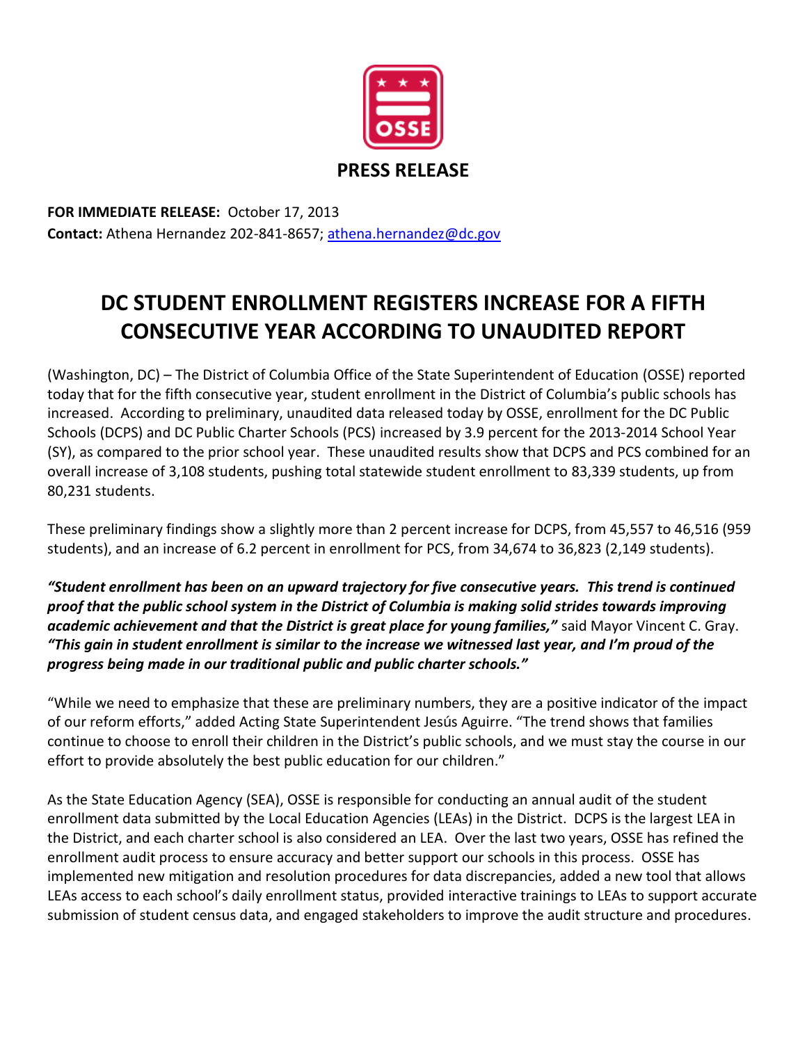**PRESS RELEASE**

**FOR IMMEDIATE RELEASE:** October 17, 2013
**Contact:** Athena Hernandez 202-841-8657; athena.hernandez@dc.gov

# DC STUDENT ENROLLMENT REGISTERS INCREASE FOR A FIFTH CONSECUTIVE YEAR ACCORDING TO UNAUDITED REPORT

(Washington, DC) – The District of Columbia Office of the State Superintendent of Education (OSSE) reported today that for the fifth consecutive year, student enrollment in the District of Columbia's public schools has increased. According to preliminary, unaudited data released today by OSSE, enrollment for the DC Public Schools (DCPS) and DC Public Charter Schools (PCS) increased by 3.9 percent for the 2013-2014 School Year (SY), as compared to the prior school year. These unaudited results show that DCPS and PCS combined for an overall increase of 3,108 students, pushing total statewide student enrollment to 83,339 students, up from 80,231 students.

These preliminary findings show a slightly more than 2 percent increase for DCPS, from 45,557 to 46,516 (959 students), and an increase of 6.2 percent in enrollment for PCS, from 34,674 to 36,823 (2,149 students).

***"Student enrollment has been on an upward trajectory for five consecutive years. This trend is continued proof that the public school system in the District of Columbia is making solid strides towards improving academic achievement and that the District is great place for young families,"*** said Mayor Vincent C. Gray. ***"This gain in student enrollment is similar to the increase we witnessed last year, and I'm proud of the progress being made in our traditional public and public charter schools."***

"While we need to emphasize that these are preliminary numbers, they are a positive indicator of the impact of our reform efforts," added Acting State Superintendent Jesús Aguirre. "The trend shows that families continue to choose to enroll their children in the District's public schools, and we must stay the course in our effort to provide absolutely the best public education for our children."

As the State Education Agency (SEA), OSSE is responsible for conducting an annual audit of the student enrollment data submitted by the Local Education Agencies (LEAs) in the District. DCPS is the largest LEA in the District, and each charter school is also considered an LEA. Over the last two years, OSSE has refined the enrollment audit process to ensure accuracy and better support our schools in this process. OSSE has implemented new mitigation and resolution procedures for data discrepancies, added a new tool that allows LEAs access to each school's daily enrollment status, provided interactive trainings to LEAs to support accurate submission of student census data, and engaged stakeholders to improve the audit structure and procedures.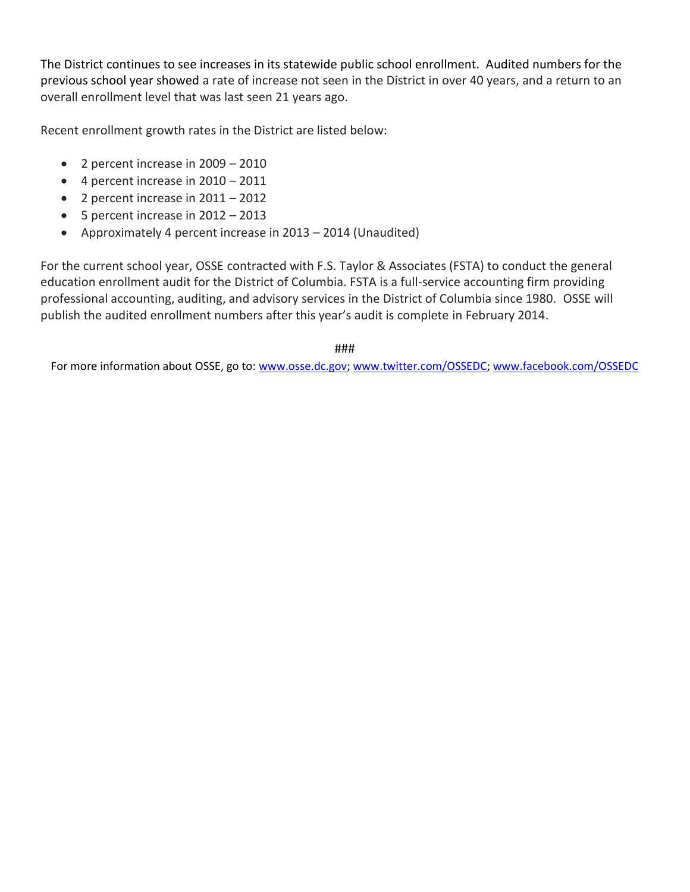The District continues to see increases in its statewide public school enrollment. Audited numbers for the previous school year showed a rate of increase not seen in the District in over 40 years, and a return to an overall enrollment level that was last seen 21 years ago.

Recent enrollment growth rates in the District are listed below:

- 2 percent increase in 2009 – 2010
- 4 percent increase in 2010 – 2011
- 2 percent increase in 2011 – 2012
- 5 percent increase in 2012 – 2013
- Approximately 4 percent increase in 2013 – 2014 (Unaudited)

For the current school year, OSSE contracted with F.S. Taylor & Associates (FSTA) to conduct the general education enrollment audit for the District of Columbia. FSTA is a full-service accounting firm providing professional accounting, auditing, and advisory services in the District of Columbia since 1980. OSSE will publish the audited enrollment numbers after this year's audit is complete in February 2014.

###

For more information about OSSE, go to: www.osse.dc.gov; www.twitter.com/OSSEDC; www.facebook.com/OSSEDC